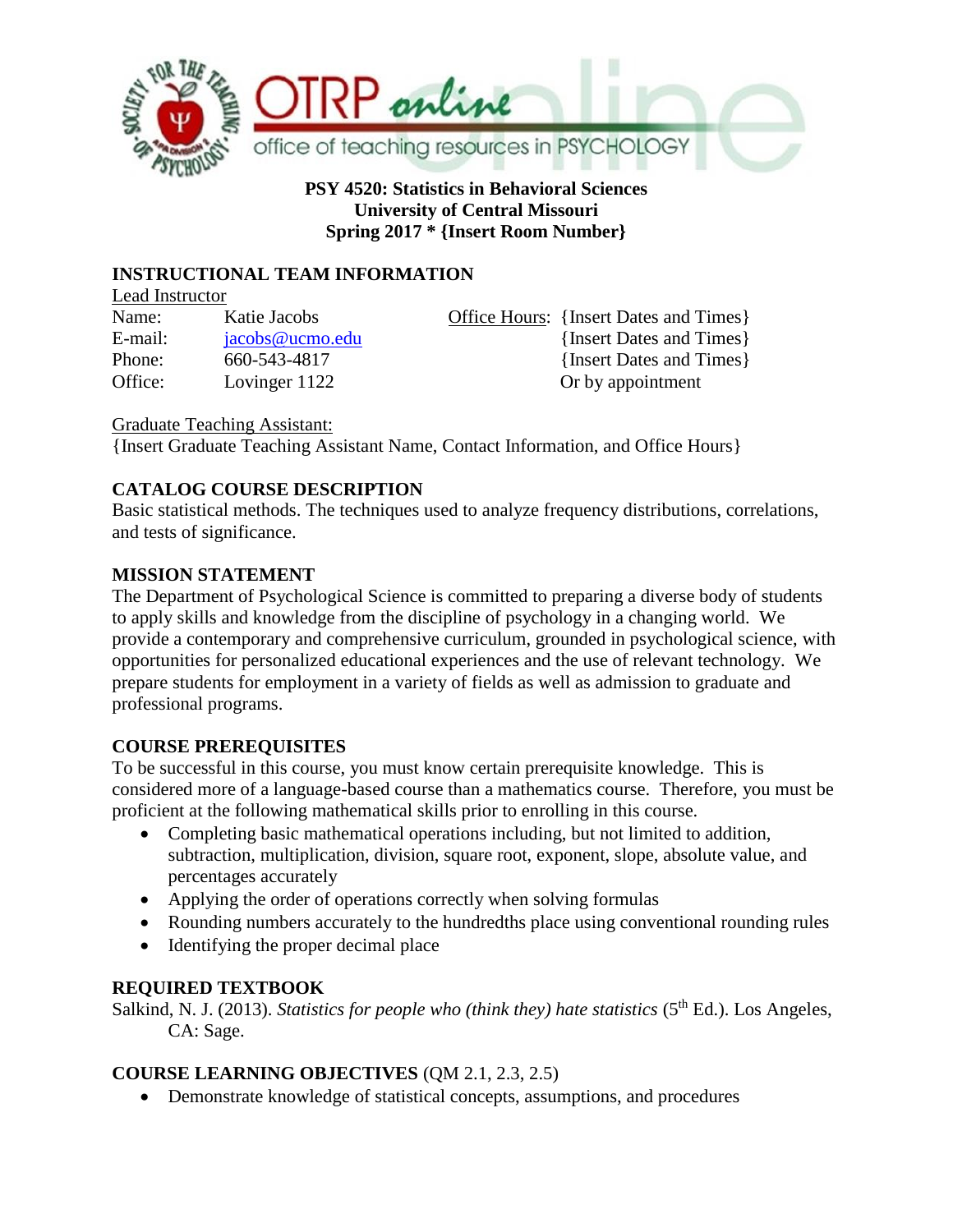**PSY 4520: Statistics in Behavioral Sciences**
**University of Central Missouri**
**Spring 2017 * {Insert Room Number}**

## INSTRUCTIONAL TEAM INFORMATION

Lead Instructor

Name: Katie Jacobs
E-mail: jacobs@ucmo.edu
Phone: 660-543-4817
Office: Lovinger 1122

Office Hours: {Insert Dates and Times}
{Insert Dates and Times}
{Insert Dates and Times}
Or by appointment

Graduate Teaching Assistant:
{Insert Graduate Teaching Assistant Name, Contact Information, and Office Hours}

## CATALOG COURSE DESCRIPTION

Basic statistical methods. The techniques used to analyze frequency distributions, correlations, and tests of significance.

## MISSION STATEMENT

The Department of Psychological Science is committed to preparing a diverse body of students to apply skills and knowledge from the discipline of psychology in a changing world. We provide a contemporary and comprehensive curriculum, grounded in psychological science, with opportunities for personalized educational experiences and the use of relevant technology. We prepare students for employment in a variety of fields as well as admission to graduate and professional programs.

## COURSE PREREQUISITES

To be successful in this course, you must know certain prerequisite knowledge. This is considered more of a language-based course than a mathematics course. Therefore, you must be proficient at the following mathematical skills prior to enrolling in this course.

- Completing basic mathematical operations including, but not limited to addition, subtraction, multiplication, division, square root, exponent, slope, absolute value, and percentages accurately
- Applying the order of operations correctly when solving formulas
- Rounding numbers accurately to the hundredths place using conventional rounding rules
- Identifying the proper decimal place

## REQUIRED TEXTBOOK

Salkind, N. J. (2013). *Statistics for people who (think they) hate statistics* (5th Ed.). Los Angeles, CA: Sage.

## COURSE LEARNING OBJECTIVES (QM 2.1, 2.3, 2.5)

- Demonstrate knowledge of statistical concepts, assumptions, and procedures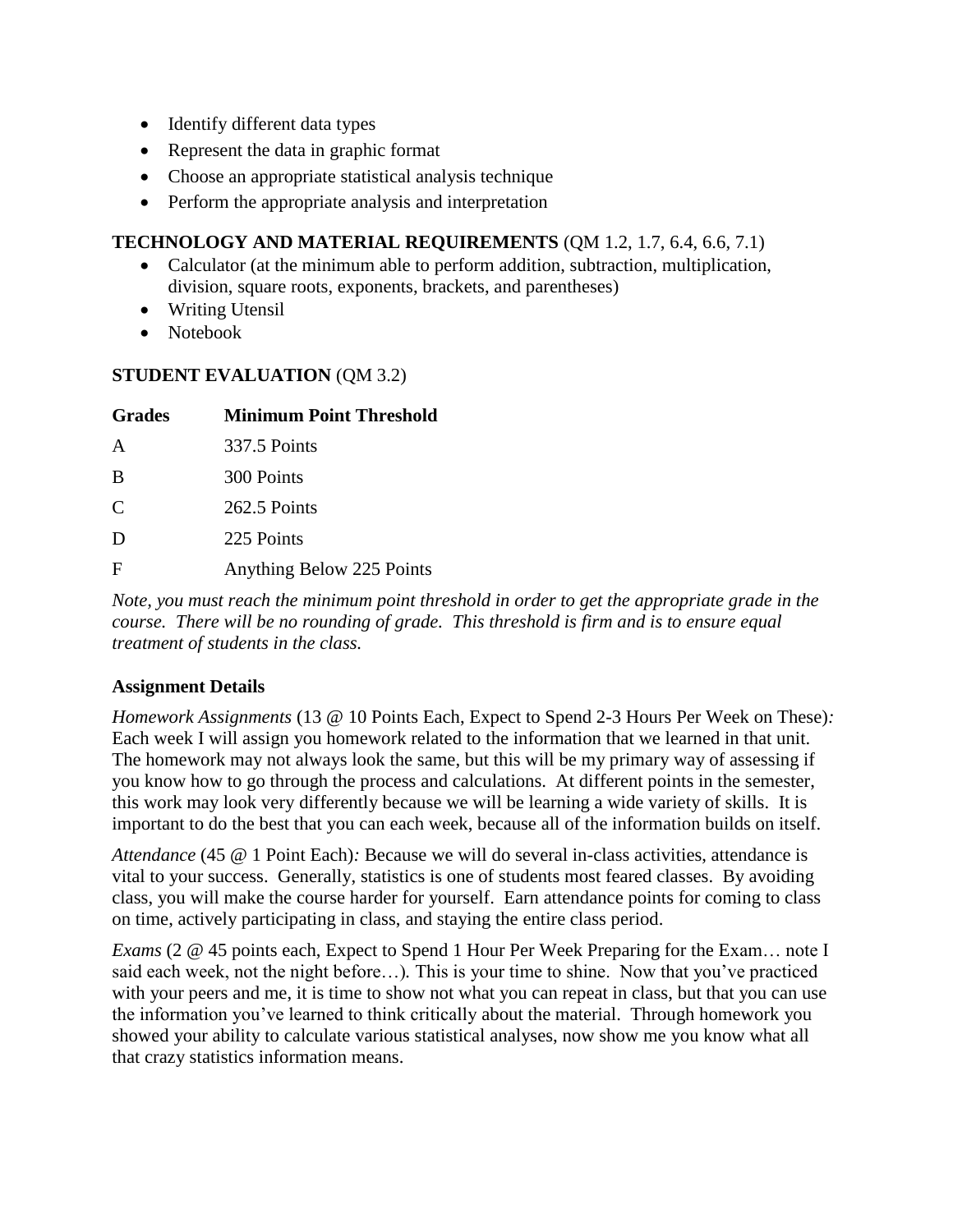- Identify different data types
- Represent the data in graphic format
- Choose an appropriate statistical analysis technique
- Perform the appropriate analysis and interpretation

**TECHNOLOGY AND MATERIAL REQUIREMENTS** (QM 1.2, 1.7, 6.4, 6.6, 7.1)

- Calculator (at the minimum able to perform addition, subtraction, multiplication, division, square roots, exponents, brackets, and parentheses)
- Writing Utensil
- Notebook

**STUDENT EVALUATION** (QM 3.2)

| Grades | Minimum Point Threshold |
|---|---|
| A | 337.5 Points |
| B | 300 Points |
| C | 262.5 Points |
| D | 225 Points |
| F | Anything Below 225 Points |

*Note, you must reach the minimum point threshold in order to get the appropriate grade in the course. There will be no rounding of grade. This threshold is firm and is to ensure equal treatment of students in the class.*

**Assignment Details**

*Homework Assignments* (13 @ 10 Points Each, Expect to Spend 2-3 Hours Per Week on These)*:* Each week I will assign you homework related to the information that we learned in that unit. The homework may not always look the same, but this will be my primary way of assessing if you know how to go through the process and calculations. At different points in the semester, this work may look very differently because we will be learning a wide variety of skills. It is important to do the best that you can each week, because all of the information builds on itself.

*Attendance* (45 @ 1 Point Each)*:* Because we will do several in-class activities, attendance is vital to your success. Generally, statistics is one of students most feared classes. By avoiding class, you will make the course harder for yourself. Earn attendance points for coming to class on time, actively participating in class, and staying the entire class period.

*Exams* (2 @ 45 points each, Expect to Spend 1 Hour Per Week Preparing for the Exam… note I said each week, not the night before…)*.* This is your time to shine. Now that you've practiced with your peers and me, it is time to show not what you can repeat in class, but that you can use the information you've learned to think critically about the material. Through homework you showed your ability to calculate various statistical analyses, now show me you know what all that crazy statistics information means.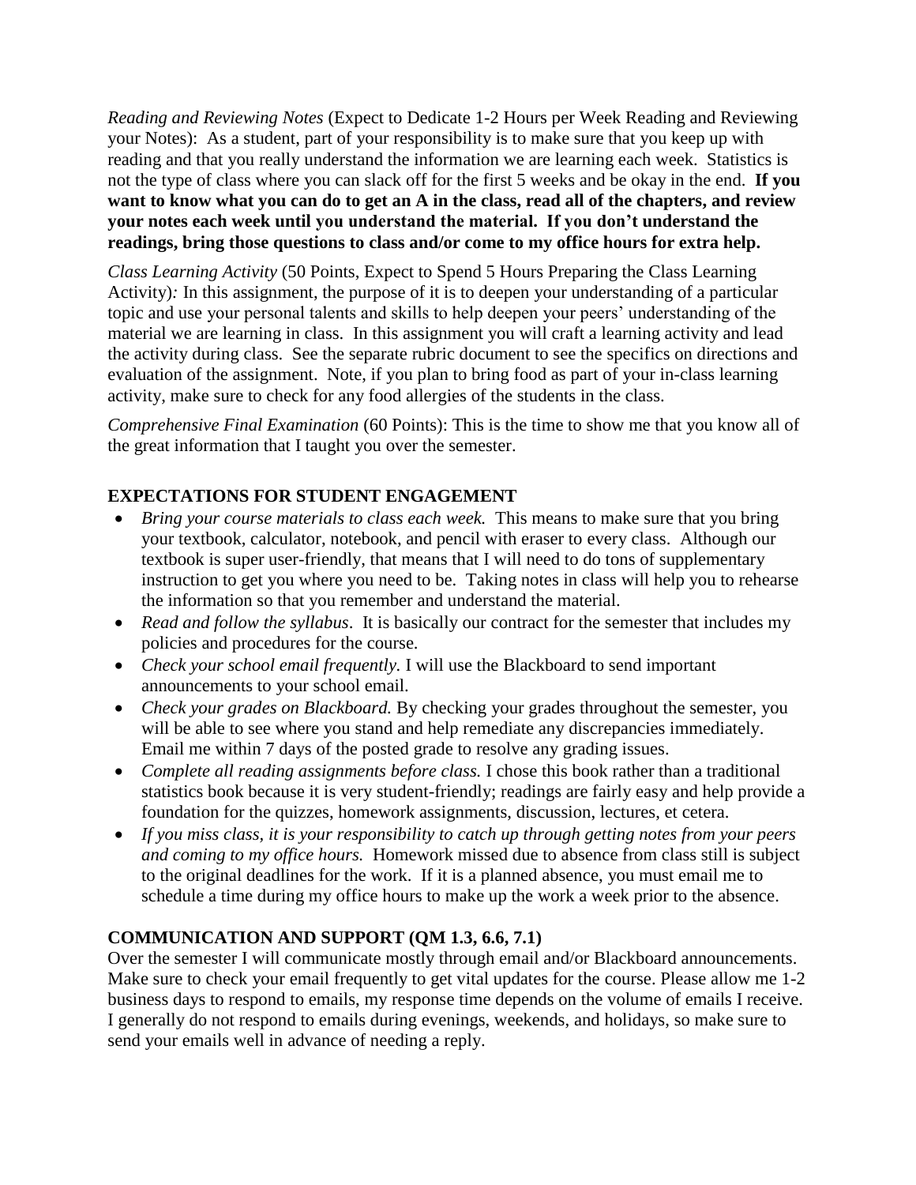*Reading and Reviewing Notes* (Expect to Dedicate 1-2 Hours per Week Reading and Reviewing your Notes): As a student, part of your responsibility is to make sure that you keep up with reading and that you really understand the information we are learning each week. Statistics is not the type of class where you can slack off for the first 5 weeks and be okay in the end. **If you want to know what you can do to get an A in the class, read all of the chapters, and review your notes each week until you understand the material. If you don't understand the readings, bring those questions to class and/or come to my office hours for extra help.**

*Class Learning Activity* (50 Points, Expect to Spend 5 Hours Preparing the Class Learning Activity)*:* In this assignment, the purpose of it is to deepen your understanding of a particular topic and use your personal talents and skills to help deepen your peers' understanding of the material we are learning in class. In this assignment you will craft a learning activity and lead the activity during class. See the separate rubric document to see the specifics on directions and evaluation of the assignment. Note, if you plan to bring food as part of your in-class learning activity, make sure to check for any food allergies of the students in the class.

*Comprehensive Final Examination* (60 Points): This is the time to show me that you know all of the great information that I taught you over the semester.

## EXPECTATIONS FOR STUDENT ENGAGEMENT

- *Bring your course materials to class each week.* This means to make sure that you bring your textbook, calculator, notebook, and pencil with eraser to every class. Although our textbook is super user-friendly, that means that I will need to do tons of supplementary instruction to get you where you need to be. Taking notes in class will help you to rehearse the information so that you remember and understand the material.
- *Read and follow the syllabus*. It is basically our contract for the semester that includes my policies and procedures for the course.
- *Check your school email frequently.* I will use the Blackboard to send important announcements to your school email.
- *Check your grades on Blackboard.* By checking your grades throughout the semester, you will be able to see where you stand and help remediate any discrepancies immediately. Email me within 7 days of the posted grade to resolve any grading issues.
- *Complete all reading assignments before class.* I chose this book rather than a traditional statistics book because it is very student-friendly; readings are fairly easy and help provide a foundation for the quizzes, homework assignments, discussion, lectures, et cetera.
- *If you miss class, it is your responsibility to catch up through getting notes from your peers and coming to my office hours.* Homework missed due to absence from class still is subject to the original deadlines for the work. If it is a planned absence, you must email me to schedule a time during my office hours to make up the work a week prior to the absence.

## COMMUNICATION AND SUPPORT (QM 1.3, 6.6, 7.1)

Over the semester I will communicate mostly through email and/or Blackboard announcements. Make sure to check your email frequently to get vital updates for the course. Please allow me 1-2 business days to respond to emails, my response time depends on the volume of emails I receive. I generally do not respond to emails during evenings, weekends, and holidays, so make sure to send your emails well in advance of needing a reply.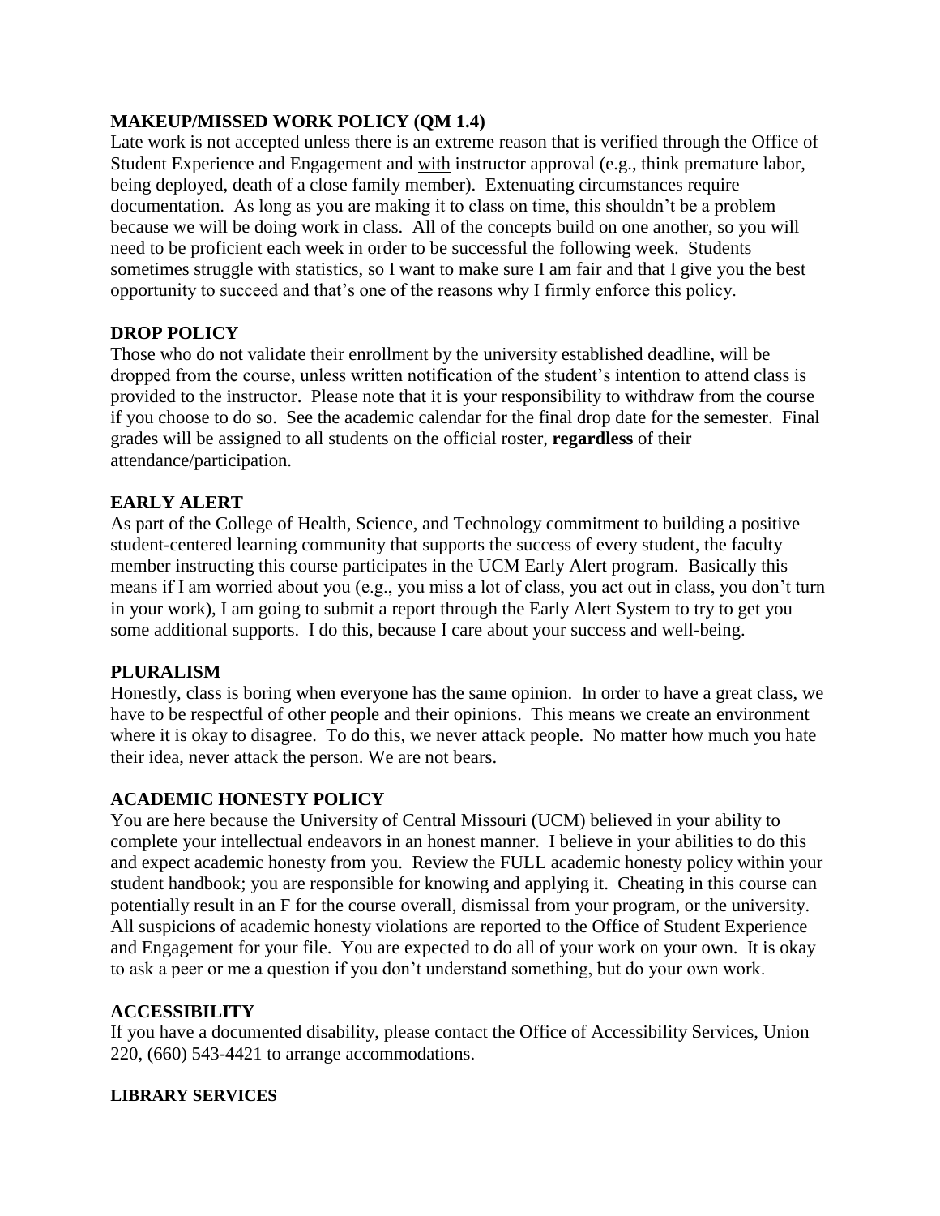**MAKEUP/MISSED WORK POLICY (QM 1.4)**

Late work is not accepted unless there is an extreme reason that is verified through the Office of Student Experience and Engagement and <u>with</u> instructor approval (e.g., think premature labor, being deployed, death of a close family member). Extenuating circumstances require documentation. As long as you are making it to class on time, this shouldn't be a problem because we will be doing work in class. All of the concepts build on one another, so you will need to be proficient each week in order to be successful the following week. Students sometimes struggle with statistics, so I want to make sure I am fair and that I give you the best opportunity to succeed and that's one of the reasons why I firmly enforce this policy.

**DROP POLICY**

Those who do not validate their enrollment by the university established deadline, will be dropped from the course, unless written notification of the student's intention to attend class is provided to the instructor. Please note that it is your responsibility to withdraw from the course if you choose to do so. See the academic calendar for the final drop date for the semester. Final grades will be assigned to all students on the official roster, **regardless** of their attendance/participation.

**EARLY ALERT**

As part of the College of Health, Science, and Technology commitment to building a positive student-centered learning community that supports the success of every student, the faculty member instructing this course participates in the UCM Early Alert program. Basically this means if I am worried about you (e.g., you miss a lot of class, you act out in class, you don't turn in your work), I am going to submit a report through the Early Alert System to try to get you some additional supports. I do this, because I care about your success and well-being.

**PLURALISM**

Honestly, class is boring when everyone has the same opinion. In order to have a great class, we have to be respectful of other people and their opinions. This means we create an environment where it is okay to disagree. To do this, we never attack people. No matter how much you hate their idea, never attack the person. We are not bears.

**ACADEMIC HONESTY POLICY**

You are here because the University of Central Missouri (UCM) believed in your ability to complete your intellectual endeavors in an honest manner. I believe in your abilities to do this and expect academic honesty from you. Review the FULL academic honesty policy within your student handbook; you are responsible for knowing and applying it. Cheating in this course can potentially result in an F for the course overall, dismissal from your program, or the university. All suspicions of academic honesty violations are reported to the Office of Student Experience and Engagement for your file. You are expected to do all of your work on your own. It is okay to ask a peer or me a question if you don't understand something, but do your own work.

**ACCESSIBILITY**

If you have a documented disability, please contact the Office of Accessibility Services, Union 220, (660) 543-4421 to arrange accommodations.

**LIBRARY SERVICES**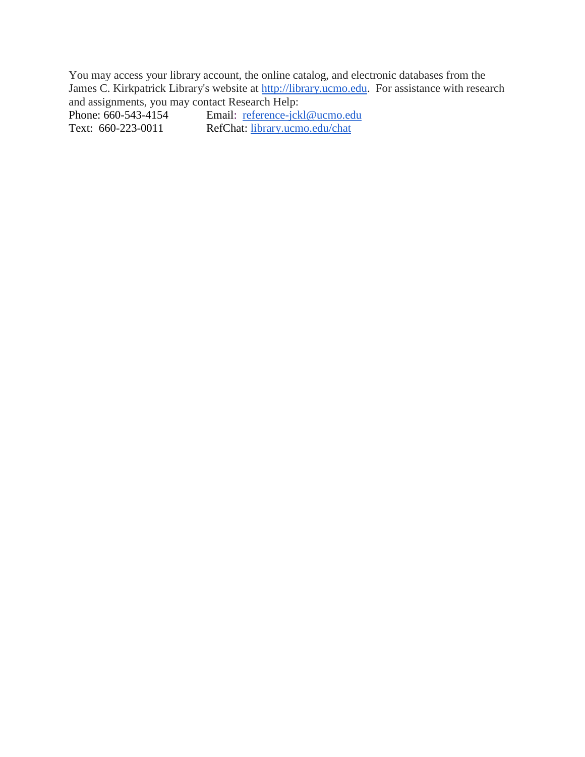You may access your library account, the online catalog, and electronic databases from the James C. Kirkpatrick Library's website at http://library.ucmo.edu. For assistance with research and assignments, you may contact Research Help:

Phone: 660-543-4154 Email: reference-jckl@ucmo.edu
Text: 660-223-0011 RefChat: library.ucmo.edu/chat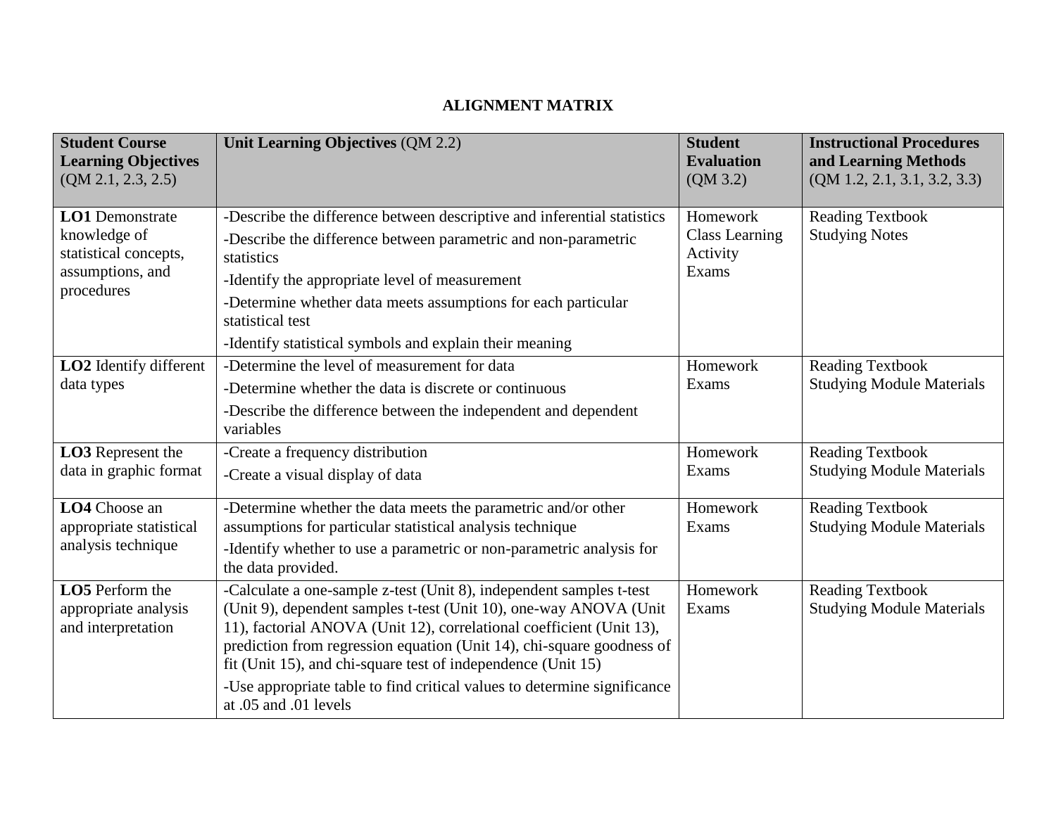# ALIGNMENT MATRIX

| **Student Course Learning Objectives** (QM 2.1, 2.3, 2.5) | **Unit Learning Objectives** (QM 2.2) | **Student Evaluation** (QM 3.2) | **Instructional Procedures and Learning Methods** (QM 1.2, 2.1, 3.1, 3.2, 3.3) |
|---|---|---|---|
| **LO1** Demonstrate knowledge of statistical concepts, assumptions, and procedures | -Describe the difference between descriptive and inferential statistics<br>-Describe the difference between parametric and non-parametric statistics<br>-Identify the appropriate level of measurement<br>-Determine whether data meets assumptions for each particular statistical test<br>-Identify statistical symbols and explain their meaning | Homework<br>Class Learning Activity<br>Exams | Reading Textbook<br>Studying Notes |
| **LO2** Identify different data types | -Determine the level of measurement for data<br>-Determine whether the data is discrete or continuous<br>-Describe the difference between the independent and dependent variables | Homework<br>Exams | Reading Textbook<br>Studying Module Materials |
| **LO3** Represent the data in graphic format | -Create a frequency distribution<br>-Create a visual display of data | Homework<br>Exams | Reading Textbook<br>Studying Module Materials |
| **LO4** Choose an appropriate statistical analysis technique | -Determine whether the data meets the parametric and/or other assumptions for particular statistical analysis technique<br>-Identify whether to use a parametric or non-parametric analysis for the data provided. | Homework<br>Exams | Reading Textbook<br>Studying Module Materials |
| **LO5** Perform the appropriate analysis and interpretation | -Calculate a one-sample z-test (Unit 8), independent samples t-test (Unit 9), dependent samples t-test (Unit 10), one-way ANOVA (Unit 11), factorial ANOVA (Unit 12), correlational coefficient (Unit 13), prediction from regression equation (Unit 14), chi-square goodness of fit (Unit 15), and chi-square test of independence (Unit 15)<br>-Use appropriate table to find critical values to determine significance at .05 and .01 levels | Homework<br>Exams | Reading Textbook<br>Studying Module Materials |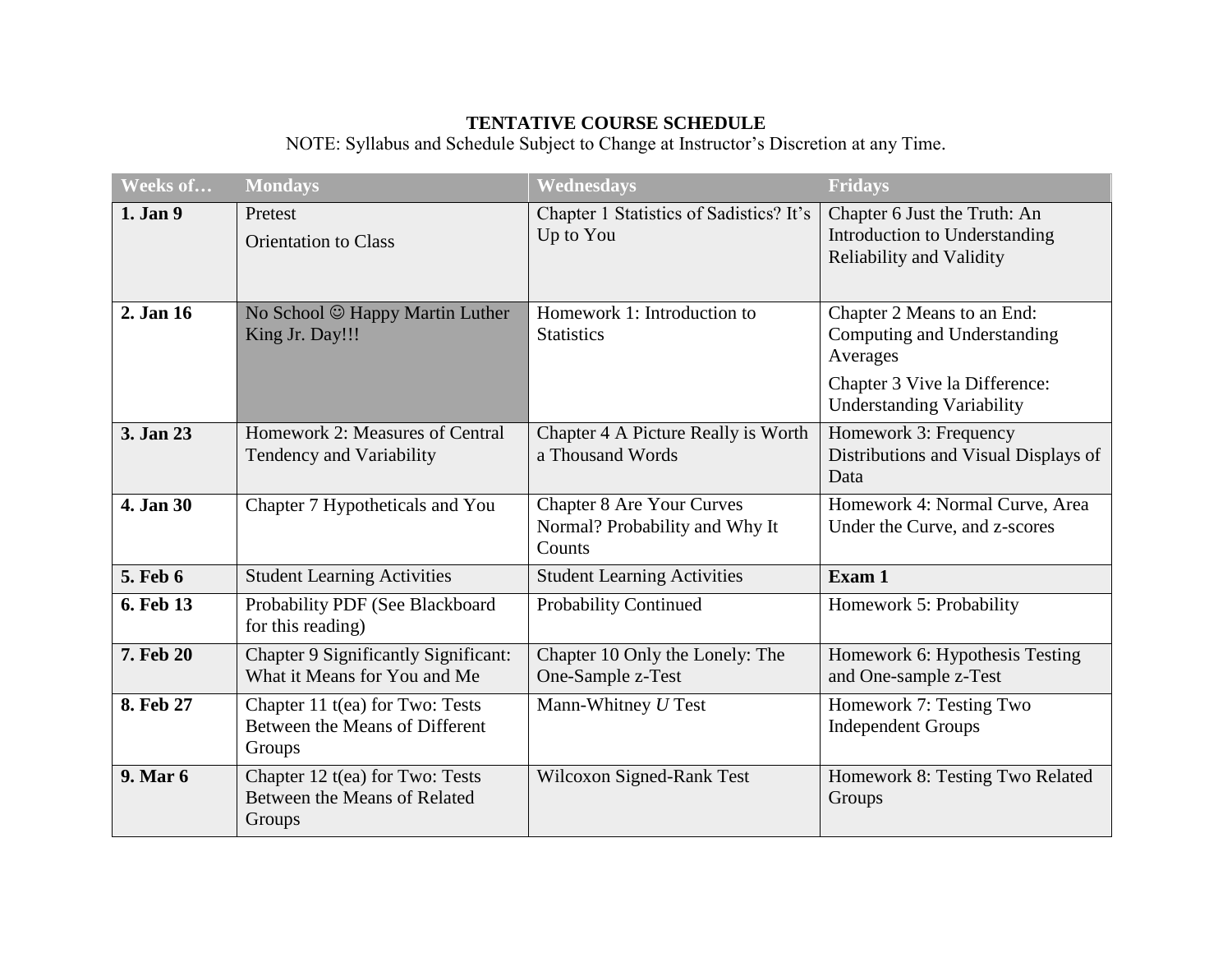**TENTATIVE COURSE SCHEDULE**

NOTE: Syllabus and Schedule Subject to Change at Instructor's Discretion at any Time.

| Weeks of… | Mondays | Wednesdays | Fridays |
|---|---|---|---|
| **1. Jan 9** | Pretest<br>Orientation to Class | Chapter 1 Statistics of Sadistics? It's Up to You | Chapter 6 Just the Truth: An Introduction to Understanding Reliability and Validity |
| **2. Jan 16** | No School ☺ Happy Martin Luther King Jr. Day!!! | Homework 1: Introduction to Statistics | Chapter 2 Means to an End: Computing and Understanding Averages<br>Chapter 3 Vive la Difference: Understanding Variability |
| **3. Jan 23** | Homework 2: Measures of Central Tendency and Variability | Chapter 4 A Picture Really is Worth a Thousand Words | Homework 3: Frequency Distributions and Visual Displays of Data |
| **4. Jan 30** | Chapter 7 Hypotheticals and You | Chapter 8 Are Your Curves Normal? Probability and Why It Counts | Homework 4: Normal Curve, Area Under the Curve, and z-scores |
| **5. Feb 6** | Student Learning Activities | Student Learning Activities | **Exam 1** |
| **6. Feb 13** | Probability PDF (See Blackboard for this reading) | Probability Continued | Homework 5: Probability |
| **7. Feb 20** | Chapter 9 Significantly Significant: What it Means for You and Me | Chapter 10 Only the Lonely: The One-Sample z-Test | Homework 6: Hypothesis Testing and One-sample z-Test |
| **8. Feb 27** | Chapter 11 t(ea) for Two: Tests Between the Means of Different Groups | Mann-Whitney *U* Test | Homework 7: Testing Two Independent Groups |
| **9. Mar 6** | Chapter 12 t(ea) for Two: Tests Between the Means of Related Groups | Wilcoxon Signed-Rank Test | Homework 8: Testing Two Related Groups |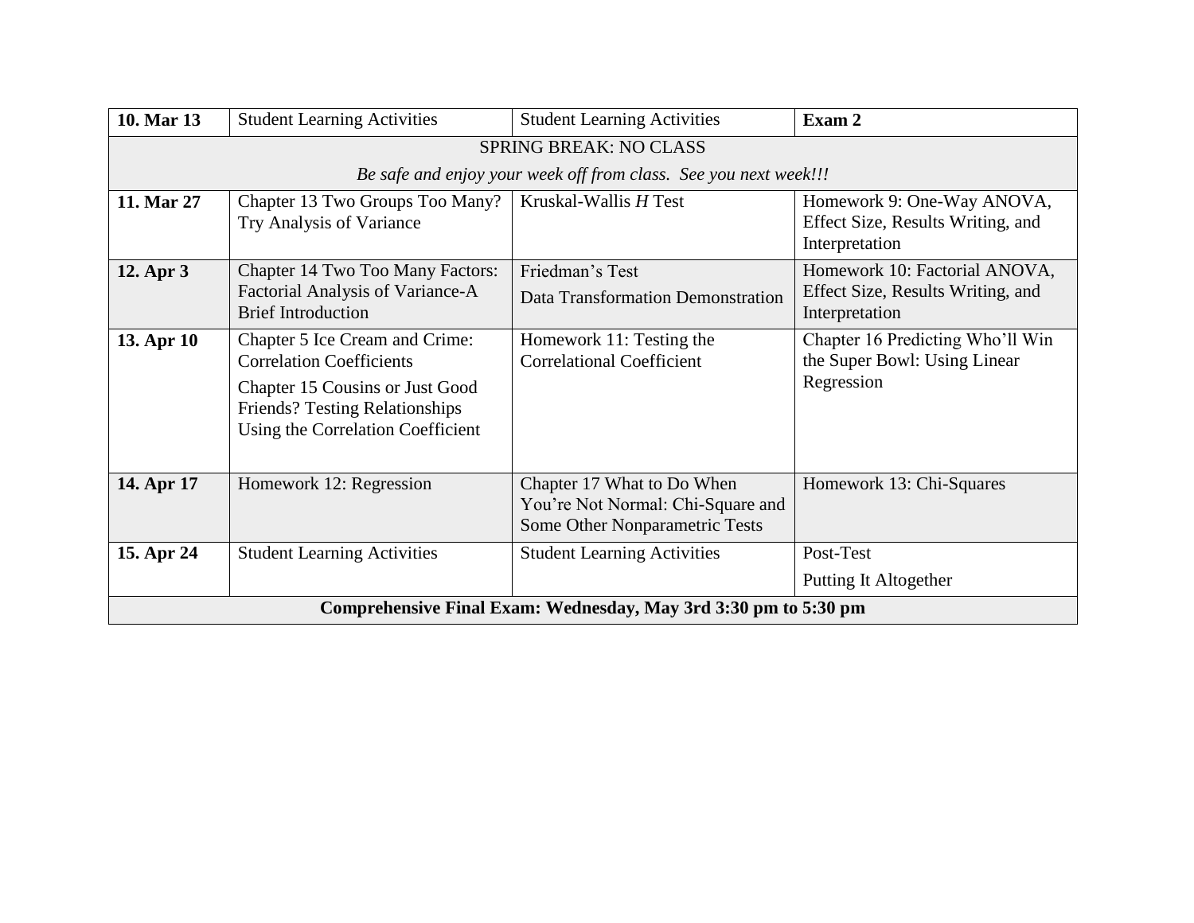| | | | |
|---|---|---|---|
| **10. Mar 13** | Student Learning Activities | Student Learning Activities | **Exam 2** |
| SPRING BREAK: NO CLASS *Be safe and enjoy your week off from class. See you next week!!!* | | | |
| **11. Mar 27** | Chapter 13 Two Groups Too Many? Try Analysis of Variance | Kruskal-Wallis *H* Test | Homework 9: One-Way ANOVA, Effect Size, Results Writing, and Interpretation |
| **12. Apr 3** | Chapter 14 Two Too Many Factors: Factorial Analysis of Variance-A Brief Introduction | Friedman's Test<br>Data Transformation Demonstration | Homework 10: Factorial ANOVA, Effect Size, Results Writing, and Interpretation |
| **13. Apr 10** | Chapter 5 Ice Cream and Crime: Correlation Coefficients<br>Chapter 15 Cousins or Just Good Friends? Testing Relationships Using the Correlation Coefficient | Homework 11: Testing the Correlational Coefficient | Chapter 16 Predicting Who'll Win the Super Bowl: Using Linear Regression |
| **14. Apr 17** | Homework 12: Regression | Chapter 17 What to Do When You're Not Normal: Chi-Square and Some Other Nonparametric Tests | Homework 13: Chi-Squares |
| **15. Apr 24** | Student Learning Activities | Student Learning Activities | Post-Test<br>Putting It Altogether |
| **Comprehensive Final Exam: Wednesday, May 3rd 3:30 pm to 5:30 pm** | | | |